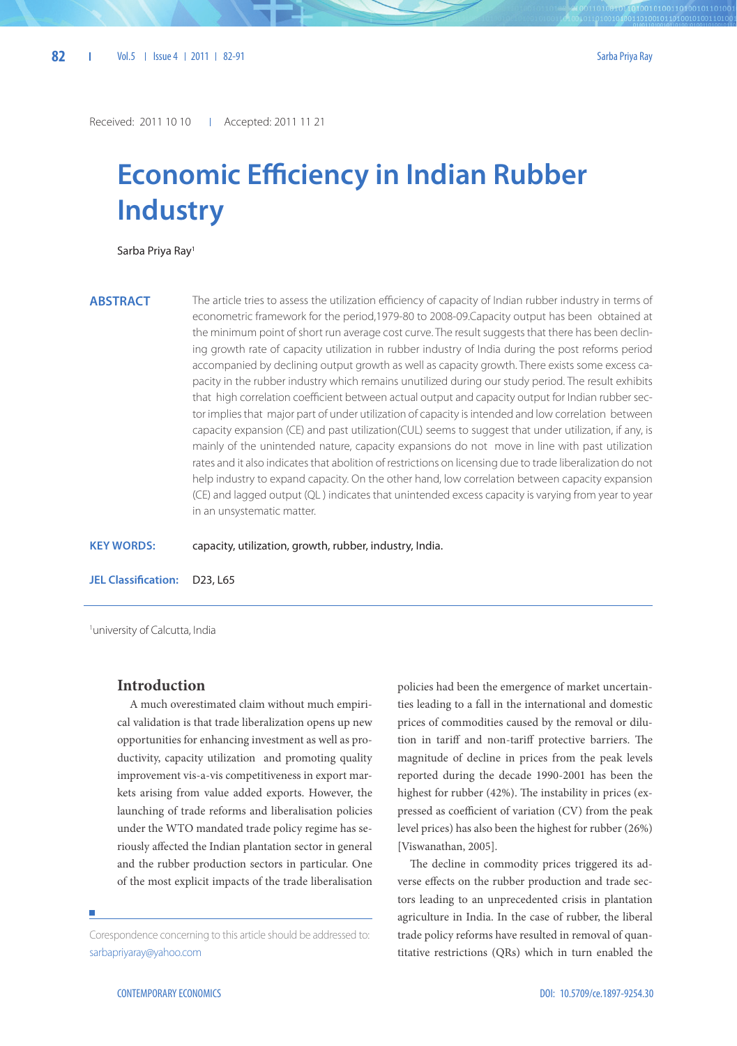Received: 2011 10 10 | Accepted: 2011 11 21

# Economic Efficiency in Indian Rubber Industry

Sarba Priya Ray[1]

**ABSTRACT**

The article tries to assess the utilization efficiency of capacity of Indian rubber industry in terms of econometric framework for the period,1979-80 to 2008-09.Capacity output has been obtained at the minimum point of short run average cost curve. The result suggests that there has been declining growth rate of capacity utilization in rubber industry of India during the post reforms period accompanied by declining output growth as well as capacity growth. There exists some excess capacity in the rubber industry which remains unutilized during our study period. The result exhibits that high correlation coefficient between actual output and capacity output for Indian rubber sector implies that major part of under utilization of capacity is intended and low correlation between capacity expansion (CE) and past utilization(CUL) seems to suggest that under utilization, if any, is mainly of the unintended nature, capacity expansions do not move in line with past utilization rates and it also indicates that abolition of restrictions on licensing due to trade liberalization do not help industry to expand capacity. On the other hand, low correlation between capacity expansion (CE) and lagged output (QL ) indicates that unintended excess capacity is varying from year to year in an unsystematic matter.

**KEY WORDS:** capacity, utilization, growth, rubber, industry, India.

**JEL Classification:** D23, L65

[1]university of Calcutta, India

## Introduction

A much overestimated claim without much empirical validation is that trade liberalization opens up new opportunities for enhancing investment as well as productivity, capacity utilization and promoting quality improvement vis-a-vis competitiveness in export markets arising from value added exports. However, the launching of trade reforms and liberalisation policies under the WTO mandated trade policy regime has seriously affected the Indian plantation sector in general and the rubber production sectors in particular. One of the most explicit impacts of the trade liberalisation policies had been the emergence of market uncertainties leading to a fall in the international and domestic prices of commodities caused by the removal or dilution in tariff and non-tariff protective barriers. The magnitude of decline in prices from the peak levels reported during the decade 1990-2001 has been the highest for rubber (42%). The instability in prices (expressed as coefficient of variation (CV) from the peak level prices) has also been the highest for rubber (26%) [Viswanathan, 2005].

The decline in commodity prices triggered its adverse effects on the rubber production and trade sectors leading to an unprecedented crisis in plantation agriculture in India. In the case of rubber, the liberal trade policy reforms have resulted in removal of quantitative restrictions (QRs) which in turn enabled the

Corespondence concerning to this article should be addressed to: sarbapriyaray@yahoo.com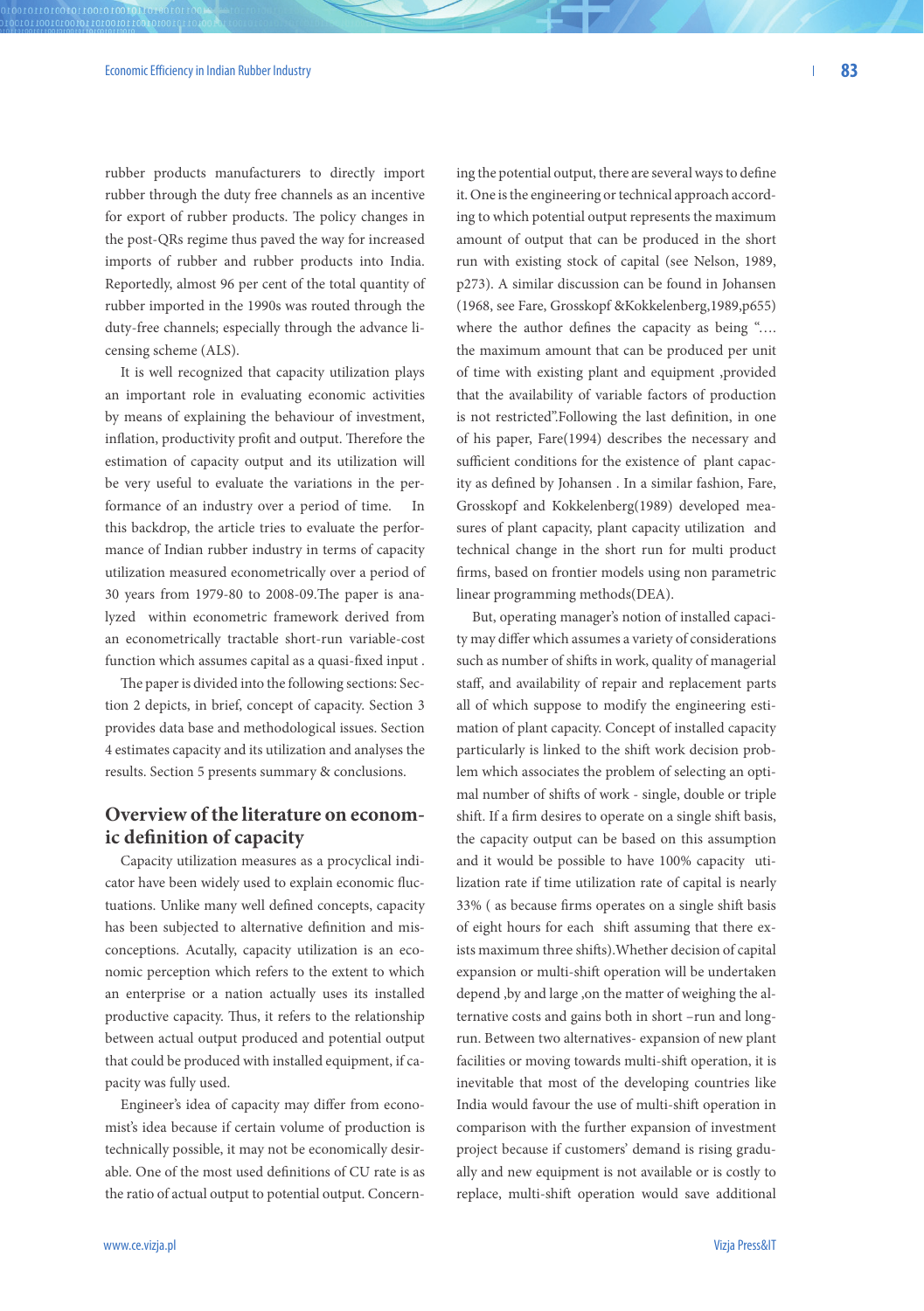rubber products manufacturers to directly import rubber through the duty free channels as an incentive for export of rubber products. The policy changes in the post-QRs regime thus paved the way for increased imports of rubber and rubber products into India. Reportedly, almost 96 per cent of the total quantity of rubber imported in the 1990s was routed through the duty-free channels; especially through the advance licensing scheme (ALS).

It is well recognized that capacity utilization plays an important role in evaluating economic activities by means of explaining the behaviour of investment, inflation, productivity profit and output. Therefore the estimation of capacity output and its utilization will be very useful to evaluate the variations in the performance of an industry over a period of time. In this backdrop, the article tries to evaluate the performance of Indian rubber industry in terms of capacity utilization measured econometrically over a period of 30 years from 1979-80 to 2008-09.The paper is analyzed within econometric framework derived from an econometrically tractable short-run variable-cost function which assumes capital as a quasi-fixed input .

The paper is divided into the following sections: Section 2 depicts, in brief, concept of capacity. Section 3 provides data base and methodological issues. Section 4 estimates capacity and its utilization and analyses the results. Section 5 presents summary & conclusions.

## Overview of the literature on economic definition of capacity

Capacity utilization measures as a procyclical indicator have been widely used to explain economic fluctuations. Unlike many well defined concepts, capacity has been subjected to alternative definition and misconceptions. Acutally, capacity utilization is an economic perception which refers to the extent to which an enterprise or a nation actually uses its installed productive capacity. Thus, it refers to the relationship between actual output produced and potential output that could be produced with installed equipment, if capacity was fully used.

Engineer's idea of capacity may differ from economist's idea because if certain volume of production is technically possible, it may not be economically desirable. One of the most used definitions of CU rate is as the ratio of actual output to potential output. Concerning the potential output, there are several ways to define it. One is the engineering or technical approach according to which potential output represents the maximum amount of output that can be produced in the short run with existing stock of capital (see Nelson, 1989, p273). A similar discussion can be found in Johansen (1968, see Fare, Grosskopf &Kokkelenberg,1989,p655) where the author defines the capacity as being "…. the maximum amount that can be produced per unit of time with existing plant and equipment ,provided that the availability of variable factors of production is not restricted".Following the last definition, in one of his paper, Fare(1994) describes the necessary and sufficient conditions for the existence of plant capacity as defined by Johansen . In a similar fashion, Fare, Grosskopf and Kokkelenberg(1989) developed measures of plant capacity, plant capacity utilization and technical change in the short run for multi product firms, based on frontier models using non parametric linear programming methods(DEA).

But, operating manager's notion of installed capacity may differ which assumes a variety of considerations such as number of shifts in work, quality of managerial staff, and availability of repair and replacement parts all of which suppose to modify the engineering estimation of plant capacity. Concept of installed capacity particularly is linked to the shift work decision problem which associates the problem of selecting an optimal number of shifts of work - single, double or triple shift. If a firm desires to operate on a single shift basis, the capacity output can be based on this assumption and it would be possible to have 100% capacity utilization rate if time utilization rate of capital is nearly 33% ( as because firms operates on a single shift basis of eight hours for each shift assuming that there exists maximum three shifts).Whether decision of capital expansion or multi-shift operation will be undertaken depend ,by and large ,on the matter of weighing the alternative costs and gains both in short –run and long-run. Between two alternatives- expansion of new plant facilities or moving towards multi-shift operation, it is inevitable that most of the developing countries like India would favour the use of multi-shift operation in comparison with the further expansion of investment project because if customers' demand is rising gradually and new equipment is not available or is costly to replace, multi-shift operation would save additional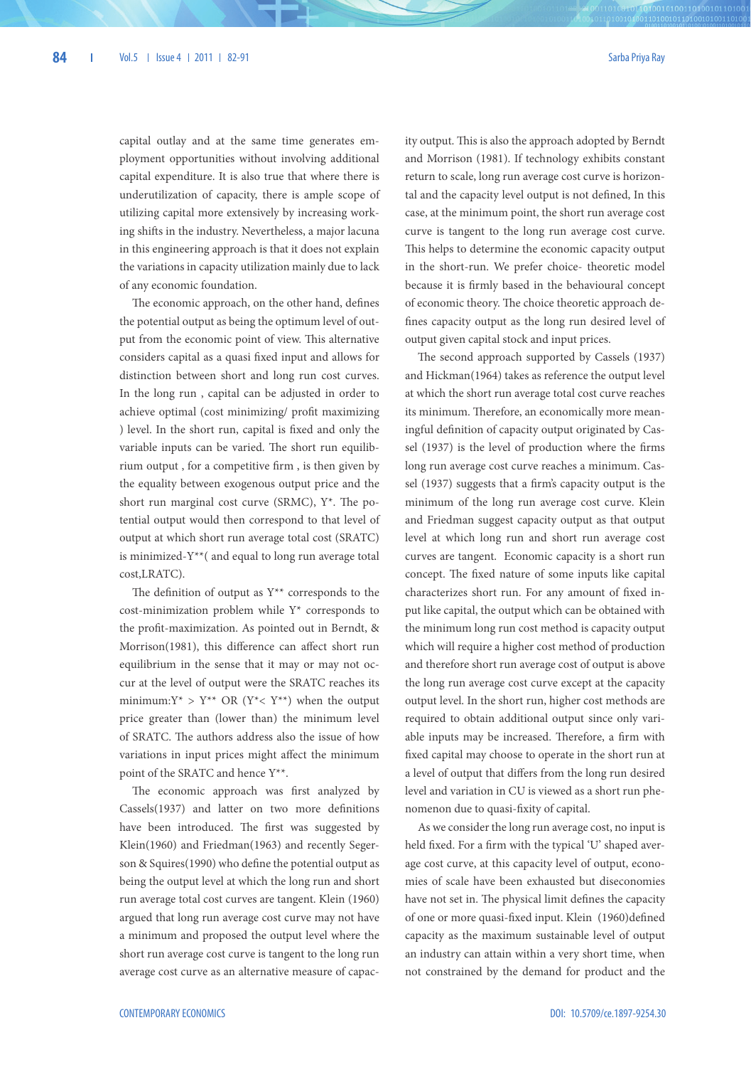capital outlay and at the same time generates employment opportunities without involving additional capital expenditure. It is also true that where there is underutilization of capacity, there is ample scope of utilizing capital more extensively by increasing working shifts in the industry. Nevertheless, a major lacuna in this engineering approach is that it does not explain the variations in capacity utilization mainly due to lack of any economic foundation.

The economic approach, on the other hand, defines the potential output as being the optimum level of output from the economic point of view. This alternative considers capital as a quasi fixed input and allows for distinction between short and long run cost curves. In the long run , capital can be adjusted in order to achieve optimal (cost minimizing/ profit maximizing ) level. In the short run, capital is fixed and only the variable inputs can be varied. The short run equilibrium output , for a competitive firm , is then given by the equality between exogenous output price and the short run marginal cost curve (SRMC), $Y^*$. The potential output would then correspond to that level of output at which short run average total cost (SRATC) is minimized-$Y^{**}$( and equal to long run average total cost,LRATC).

The definition of output as $Y^{**}$ corresponds to the cost-minimization problem while $Y^*$ corresponds to the profit-maximization. As pointed out in Berndt, & Morrison(1981), this difference can affect short run equilibrium in the sense that it may or may not occur at the level of output were the SRATC reaches its minimum:$Y^* > Y^{**}$ OR ($Y^* < Y^{**}$) when the output price greater than (lower than) the minimum level of SRATC. The authors address also the issue of how variations in input prices might affect the minimum point of the SRATC and hence $Y^{**}$.

The economic approach was first analyzed by Cassels(1937) and latter on two more definitions have been introduced. The first was suggested by Klein(1960) and Friedman(1963) and recently Segerson & Squires(1990) who define the potential output as being the output level at which the long run and short run average total cost curves are tangent. Klein (1960) argued that long run average cost curve may not have a minimum and proposed the output level where the short run average cost curve is tangent to the long run average cost curve as an alternative measure of capacity output. This is also the approach adopted by Berndt and Morrison (1981). If technology exhibits constant return to scale, long run average cost curve is horizontal and the capacity level output is not defined, In this case, at the minimum point, the short run average cost curve is tangent to the long run average cost curve. This helps to determine the economic capacity output in the short-run. We prefer choice- theoretic model because it is firmly based in the behavioural concept of economic theory. The choice theoretic approach defines capacity output as the long run desired level of output given capital stock and input prices.

The second approach supported by Cassels (1937) and Hickman(1964) takes as reference the output level at which the short run average total cost curve reaches its minimum. Therefore, an economically more meaningful definition of capacity output originated by Cassel (1937) is the level of production where the firms long run average cost curve reaches a minimum. Cassel (1937) suggests that a firm's capacity output is the minimum of the long run average cost curve. Klein and Friedman suggest capacity output as that output level at which long run and short run average cost curves are tangent. Economic capacity is a short run concept. The fixed nature of some inputs like capital characterizes short run. For any amount of fixed input like capital, the output which can be obtained with the minimum long run cost method is capacity output which will require a higher cost method of production and therefore short run average cost of output is above the long run average cost curve except at the capacity output level. In the short run, higher cost methods are required to obtain additional output since only variable inputs may be increased. Therefore, a firm with fixed capital may choose to operate in the short run at a level of output that differs from the long run desired level and variation in CU is viewed as a short run phenomenon due to quasi-fixity of capital.

As we consider the long run average cost, no input is held fixed. For a firm with the typical 'U' shaped average cost curve, at this capacity level of output, economies of scale have been exhausted but diseconomies have not set in. The physical limit defines the capacity of one or more quasi-fixed input. Klein (1960)defined capacity as the maximum sustainable level of output an industry can attain within a very short time, when not constrained by the demand for product and the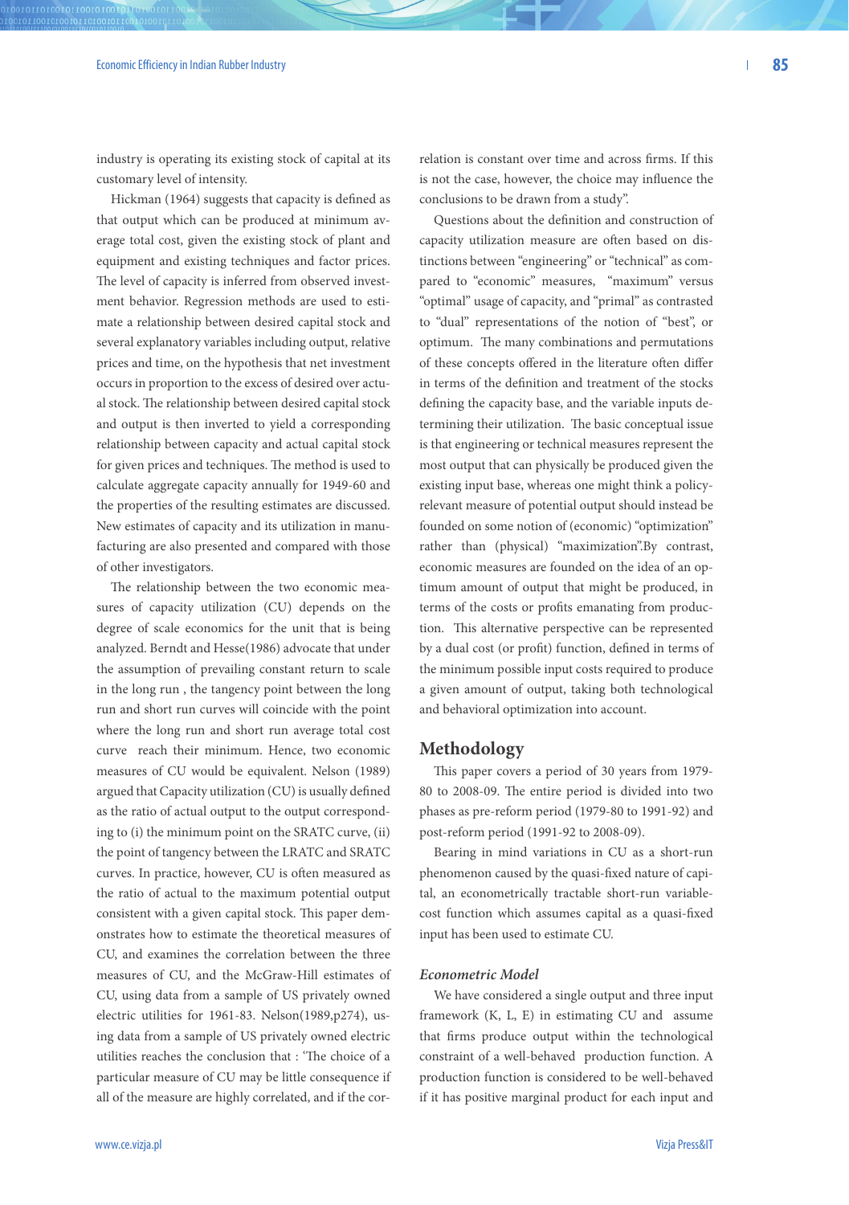industry is operating its existing stock of capital at its customary level of intensity.

Hickman (1964) suggests that capacity is defined as that output which can be produced at minimum average total cost, given the existing stock of plant and equipment and existing techniques and factor prices. The level of capacity is inferred from observed investment behavior. Regression methods are used to estimate a relationship between desired capital stock and several explanatory variables including output, relative prices and time, on the hypothesis that net investment occurs in proportion to the excess of desired over actual stock. The relationship between desired capital stock and output is then inverted to yield a corresponding relationship between capacity and actual capital stock for given prices and techniques. The method is used to calculate aggregate capacity annually for 1949-60 and the properties of the resulting estimates are discussed. New estimates of capacity and its utilization in manufacturing are also presented and compared with those of other investigators.

The relationship between the two economic measures of capacity utilization (CU) depends on the degree of scale economics for the unit that is being analyzed. Berndt and Hesse(1986) advocate that under the assumption of prevailing constant return to scale in the long run , the tangency point between the long run and short run curves will coincide with the point where the long run and short run average total cost curve reach their minimum. Hence, two economic measures of CU would be equivalent. Nelson (1989) argued that Capacity utilization (CU) is usually defined as the ratio of actual output to the output corresponding to (i) the minimum point on the SRATC curve, (ii) the point of tangency between the LRATC and SRATC curves. In practice, however, CU is often measured as the ratio of actual to the maximum potential output consistent with a given capital stock. This paper demonstrates how to estimate the theoretical measures of CU, and examines the correlation between the three measures of CU, and the McGraw-Hill estimates of CU, using data from a sample of US privately owned electric utilities for 1961-83. Nelson(1989,p274), using data from a sample of US privately owned electric utilities reaches the conclusion that : 'The choice of a particular measure of CU may be little consequence if all of the measure are highly correlated, and if the correlation is constant over time and across firms. If this is not the case, however, the choice may influence the conclusions to be drawn from a study".

Questions about the definition and construction of capacity utilization measure are often based on distinctions between "engineering" or "technical" as compared to "economic" measures, "maximum" versus "optimal" usage of capacity, and "primal" as contrasted to "dual" representations of the notion of "best", or optimum. The many combinations and permutations of these concepts offered in the literature often differ in terms of the definition and treatment of the stocks defining the capacity base, and the variable inputs determining their utilization. The basic conceptual issue is that engineering or technical measures represent the most output that can physically be produced given the existing input base, whereas one might think a policy-relevant measure of potential output should instead be founded on some notion of (economic) "optimization" rather than (physical) "maximization".By contrast, economic measures are founded on the idea of an optimum amount of output that might be produced, in terms of the costs or profits emanating from production. This alternative perspective can be represented by a dual cost (or profit) function, defined in terms of the minimum possible input costs required to produce a given amount of output, taking both technological and behavioral optimization into account.

## Methodology

This paper covers a period of 30 years from 1979-80 to 2008-09. The entire period is divided into two phases as pre-reform period (1979-80 to 1991-92) and post-reform period (1991-92 to 2008-09).

Bearing in mind variations in CU as a short-run phenomenon caused by the quasi-fixed nature of capital, an econometrically tractable short-run variable-cost function which assumes capital as a quasi-fixed input has been used to estimate CU.

### *Econometric Model*

We have considered a single output and three input framework (K, L, E) in estimating CU and assume that firms produce output within the technological constraint of a well-behaved production function. A production function is considered to be well-behaved if it has positive marginal product for each input and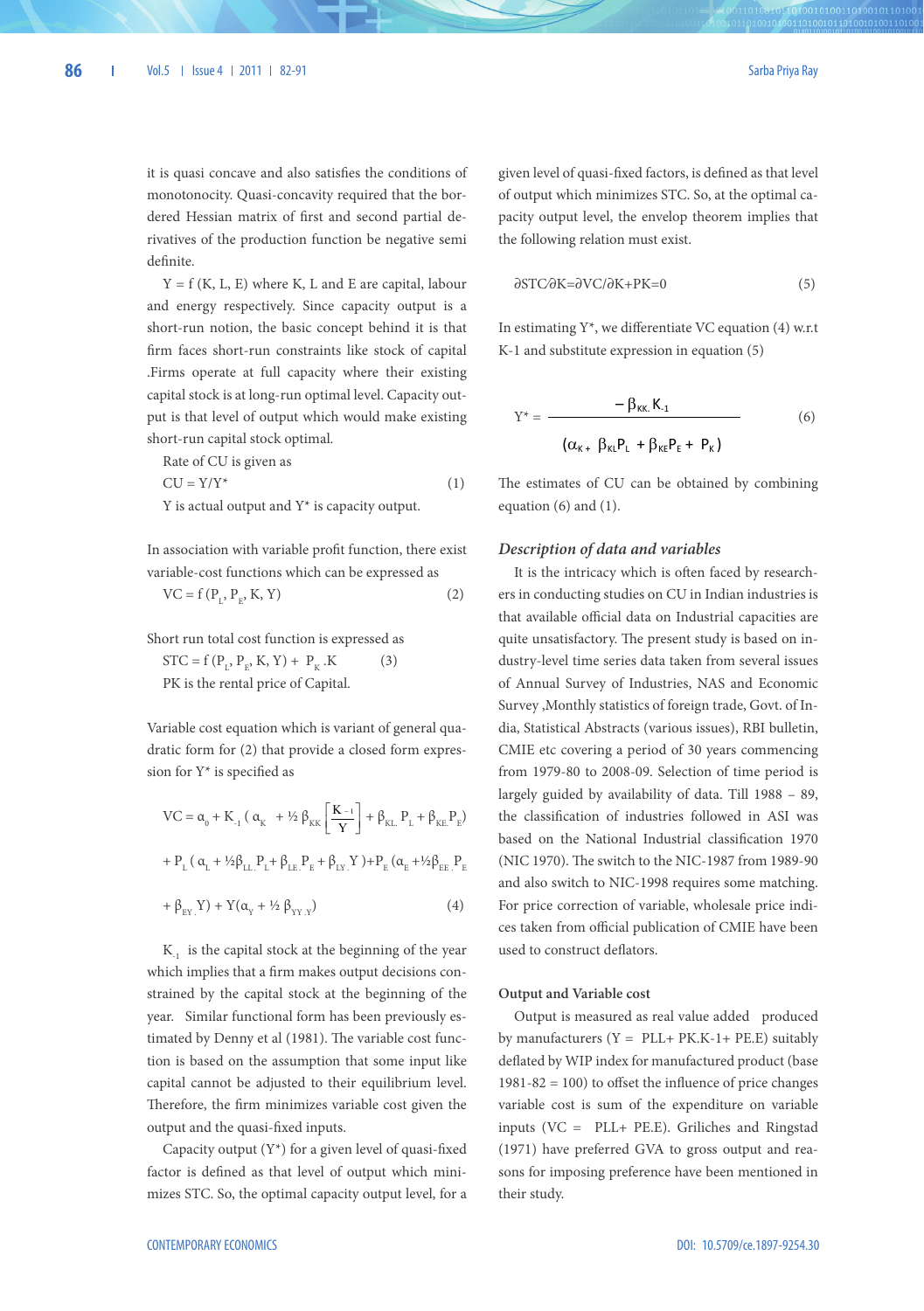it is quasi concave and also satisfies the conditions of monotonocity. Quasi-concavity required that the bordered Hessian matrix of first and second partial derivatives of the production function be negative semi definite.

$Y = f(K, L, E)$ where K, L and E are capital, labour and energy respectively. Since capacity output is a short-run notion, the basic concept behind it is that firm faces short-run constraints like stock of capital .Firms operate at full capacity where their existing capital stock is at long-run optimal level. Capacity output is that level of output which would make existing short-run capital stock optimal.

Rate of CU is given as

$$CU = Y/Y^{*} \tag{1}$$

Y is actual output and $Y^{*}$ is capacity output.

In association with variable profit function, there exist variable-cost functions which can be expressed as

$$VC = f(P_L, P_E, K, Y) \tag{2}$$

Short run total cost function is expressed as

$$STC = f(P_L, P_E, K, Y) + P_K.K \tag{3}$$

PK is the rental price of Capital.

Variable cost equation which is variant of general quadratic form for (2) that provide a closed form expression for $Y^{*}$ is specified as

$$VC = \alpha_0 + K_{-1}\left(\alpha_K + \tfrac{1}{2}\beta_{KK}\left[\frac{K_{-1}}{Y}\right] + \beta_{KL}.P_L + \beta_{KE}.P_E\right)$$
$$+ P_L(\alpha_L + \tfrac{1}{2}\beta_{LL}.P_L + \beta_{LE}.P_E + \beta_{LY}.Y) + P_E(\alpha_E + \tfrac{1}{2}\beta_{EE}.P_E$$
$$+ \beta_{EY}.Y) + Y(\alpha_Y + \tfrac{1}{2}\beta_{YY}.Y) \tag{4}$$

$K_{-1}$ is the capital stock at the beginning of the year which implies that a firm makes output decisions constrained by the capital stock at the beginning of the year. Similar functional form has been previously estimated by Denny et al (1981). The variable cost function is based on the assumption that some input like capital cannot be adjusted to their equilibrium level. Therefore, the firm minimizes variable cost given the output and the quasi-fixed inputs.

Capacity output ($Y^{*}$) for a given level of quasi-fixed factor is defined as that level of output which minimizes STC. So, the optimal capacity output level, for a given level of quasi-fixed factors, is defined as that level of output which minimizes STC. So, at the optimal capacity output level, the envelop theorem implies that the following relation must exist.

$$\partial STC/\partial K = \partial VC/\partial K + PK = 0 \tag{5}$$

In estimating $Y^{*}$, we differentiate VC equation (4) w.r.t K-1 and substitute expression in equation (5)

$$Y^{*} = \frac{-\beta_{KK}.K_{-1}}{(\alpha_K + \beta_{KL}P_L + \beta_{KE}P_E + P_K)} \tag{6}$$

The estimates of CU can be obtained by combining equation (6) and (1).

### *Description of data and variables*

It is the intricacy which is often faced by researchers in conducting studies on CU in Indian industries is that available official data on Industrial capacities are quite unsatisfactory. The present study is based on industry-level time series data taken from several issues of Annual Survey of Industries, NAS and Economic Survey ,Monthly statistics of foreign trade, Govt. of India, Statistical Abstracts (various issues), RBI bulletin, CMIE etc covering a period of 30 years commencing from 1979-80 to 2008-09. Selection of time period is largely guided by availability of data. Till 1988 – 89, the classification of industries followed in ASI was based on the National Industrial classification 1970 (NIC 1970). The switch to the NIC-1987 from 1989-90 and also switch to NIC-1998 requires some matching. For price correction of variable, wholesale price indices taken from official publication of CMIE have been used to construct deflators.

**Output and Variable cost**

Output is measured as real value added produced by manufacturers (Y = PLL+ PK.K-1+ PE.E) suitably deflated by WIP index for manufactured product (base 1981-82 = 100) to offset the influence of price changes variable cost is sum of the expenditure on variable inputs (VC = PLL+ PE.E). Griliches and Ringstad (1971) have preferred GVA to gross output and reasons for imposing preference have been mentioned in their study.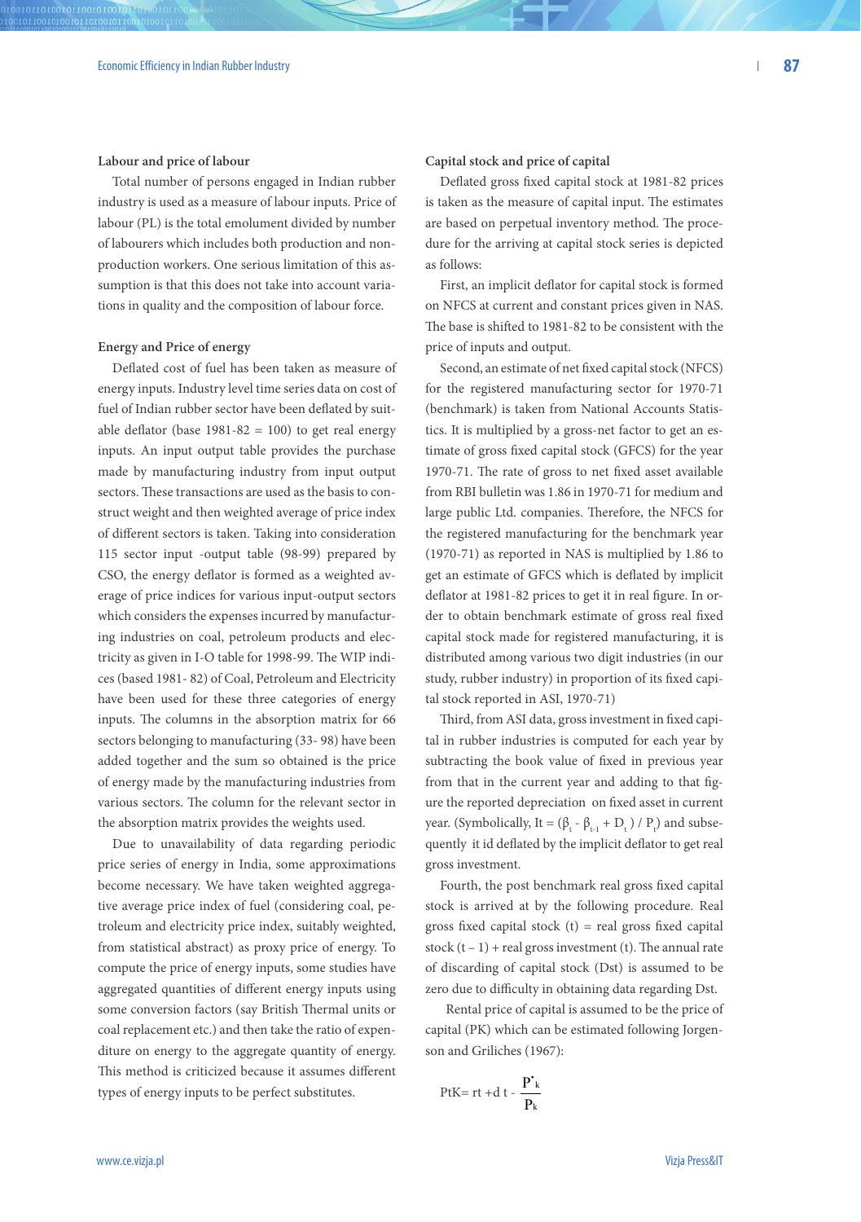### Labour and price of labour

Total number of persons engaged in Indian rubber industry is used as a measure of labour inputs. Price of labour (PL) is the total emolument divided by number of labourers which includes both production and non-production workers. One serious limitation of this assumption is that this does not take into account variations in quality and the composition of labour force.

### Energy and Price of energy

Deflated cost of fuel has been taken as measure of energy inputs. Industry level time series data on cost of fuel of Indian rubber sector have been deflated by suitable deflator (base 1981-82 = 100) to get real energy inputs. An input output table provides the purchase made by manufacturing industry from input output sectors. These transactions are used as the basis to construct weight and then weighted average of price index of different sectors is taken. Taking into consideration 115 sector input -output table (98-99) prepared by CSO, the energy deflator is formed as a weighted average of price indices for various input-output sectors which considers the expenses incurred by manufacturing industries on coal, petroleum products and electricity as given in I-O table for 1998-99. The WIP indices (based 1981- 82) of Coal, Petroleum and Electricity have been used for these three categories of energy inputs. The columns in the absorption matrix for 66 sectors belonging to manufacturing (33- 98) have been added together and the sum so obtained is the price of energy made by the manufacturing industries from various sectors. The column for the relevant sector in the absorption matrix provides the weights used.

Due to unavailability of data regarding periodic price series of energy in India, some approximations become necessary. We have taken weighted aggregative average price index of fuel (considering coal, petroleum and electricity price index, suitably weighted, from statistical abstract) as proxy price of energy. To compute the price of energy inputs, some studies have aggregated quantities of different energy inputs using some conversion factors (say British Thermal units or coal replacement etc.) and then take the ratio of expenditure on energy to the aggregate quantity of energy. This method is criticized because it assumes different types of energy inputs to be perfect substitutes.

### Capital stock and price of capital

Deflated gross fixed capital stock at 1981-82 prices is taken as the measure of capital input. The estimates are based on perpetual inventory method. The procedure for the arriving at capital stock series is depicted as follows:

First, an implicit deflator for capital stock is formed on NFCS at current and constant prices given in NAS. The base is shifted to 1981-82 to be consistent with the price of inputs and output.

Second, an estimate of net fixed capital stock (NFCS) for the registered manufacturing sector for 1970-71 (benchmark) is taken from National Accounts Statistics. It is multiplied by a gross-net factor to get an estimate of gross fixed capital stock (GFCS) for the year 1970-71. The rate of gross to net fixed asset available from RBI bulletin was 1.86 in 1970-71 for medium and large public Ltd. companies. Therefore, the NFCS for the registered manufacturing for the benchmark year (1970-71) as reported in NAS is multiplied by 1.86 to get an estimate of GFCS which is deflated by implicit deflator at 1981-82 prices to get it in real figure. In order to obtain benchmark estimate of gross real fixed capital stock made for registered manufacturing, it is distributed among various two digit industries (in our study, rubber industry) in proportion of its fixed capital stock reported in ASI, 1970-71)

Third, from ASI data, gross investment in fixed capital in rubber industries is computed for each year by subtracting the book value of fixed in previous year from that in the current year and adding to that figure the reported depreciation on fixed asset in current year. (Symbolically, $I_t = (\beta_t - \beta_{t-1} + D_t) / P_t$) and subsequently it id deflated by the implicit deflator to get real gross investment.

Fourth, the post benchmark real gross fixed capital stock is arrived at by the following procedure. Real gross fixed capital stock (t) = real gross fixed capital stock (t – 1) + real gross investment (t). The annual rate of discarding of capital stock (Dst) is assumed to be zero due to difficulty in obtaining data regarding Dst.

Rental price of capital is assumed to be the price of capital (PK) which can be estimated following Jorgenson and Griliches (1967):

$$PtK = rt + d\,t - \frac{P^{\bullet}_{k}}{P_{k}}$$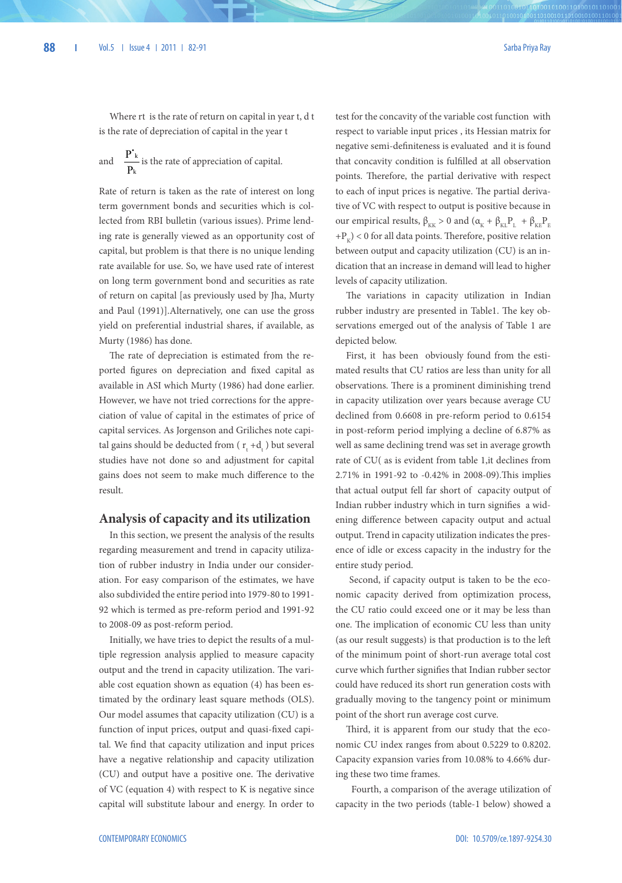Where rt is the rate of return on capital in year t, d t is the rate of depreciation of capital in the year t

and $\frac{P^{\bullet}_{k}}{P_{k}}$ is the rate of appreciation of capital.

Rate of return is taken as the rate of interest on long term government bonds and securities which is collected from RBI bulletin (various issues). Prime lending rate is generally viewed as an opportunity cost of capital, but problem is that there is no unique lending rate available for use. So, we have used rate of interest on long term government bond and securities as rate of return on capital [as previously used by Jha, Murty and Paul (1991)].Alternatively, one can use the gross yield on preferential industrial shares, if available, as Murty (1986) has done.

The rate of depreciation is estimated from the reported figures on depreciation and fixed capital as available in ASI which Murty (1986) had done earlier. However, we have not tried corrections for the appreciation of value of capital in the estimates of price of capital services. As Jorgenson and Griliches note capital gains should be deducted from ( $r_t + d_t$ ) but several studies have not done so and adjustment for capital gains does not seem to make much difference to the result.

## Analysis of capacity and its utilization

In this section, we present the analysis of the results regarding measurement and trend in capacity utilization of rubber industry in India under our consideration. For easy comparison of the estimates, we have also subdivided the entire period into 1979-80 to 1991-92 which is termed as pre-reform period and 1991-92 to 2008-09 as post-reform period.

Initially, we have tries to depict the results of a multiple regression analysis applied to measure capacity output and the trend in capacity utilization. The variable cost equation shown as equation (4) has been estimated by the ordinary least square methods (OLS). Our model assumes that capacity utilization (CU) is a function of input prices, output and quasi-fixed capital. We find that capacity utilization and input prices have a negative relationship and capacity utilization (CU) and output have a positive one. The derivative of VC (equation 4) with respect to K is negative since capital will substitute labour and energy. In order to test for the concavity of the variable cost function with respect to variable input prices , its Hessian matrix for negative semi-definiteness is evaluated and it is found that concavity condition is fulfilled at all observation points. Therefore, the partial derivative with respect to each of input prices is negative. The partial derivative of VC with respect to output is positive because in our empirical results, $\beta_{KK} > 0$ and $(\alpha_K + \beta_{KL}P_L + \beta_{KE}P_E + P_K) < 0$ for all data points. Therefore, positive relation between output and capacity utilization (CU) is an indication that an increase in demand will lead to higher levels of capacity utilization.

The variations in capacity utilization in Indian rubber industry are presented in Table1. The key observations emerged out of the analysis of Table 1 are depicted below.

First, it has been obviously found from the estimated results that CU ratios are less than unity for all observations. There is a prominent diminishing trend in capacity utilization over years because average CU declined from 0.6608 in pre-reform period to 0.6154 in post-reform period implying a decline of 6.87% as well as same declining trend was set in average growth rate of CU( as is evident from table 1,it declines from 2.71% in 1991-92 to -0.42% in 2008-09).This implies that actual output fell far short of capacity output of Indian rubber industry which in turn signifies a widening difference between capacity output and actual output. Trend in capacity utilization indicates the presence of idle or excess capacity in the industry for the entire study period.

Second, if capacity output is taken to be the economic capacity derived from optimization process, the CU ratio could exceed one or it may be less than one. The implication of economic CU less than unity (as our result suggests) is that production is to the left of the minimum point of short-run average total cost curve which further signifies that Indian rubber sector could have reduced its short run generation costs with gradually moving to the tangency point or minimum point of the short run average cost curve.

Third, it is apparent from our study that the economic CU index ranges from about 0.5229 to 0.8202. Capacity expansion varies from 10.08% to 4.66% during these two time frames.

Fourth, a comparison of the average utilization of capacity in the two periods (table-1 below) showed a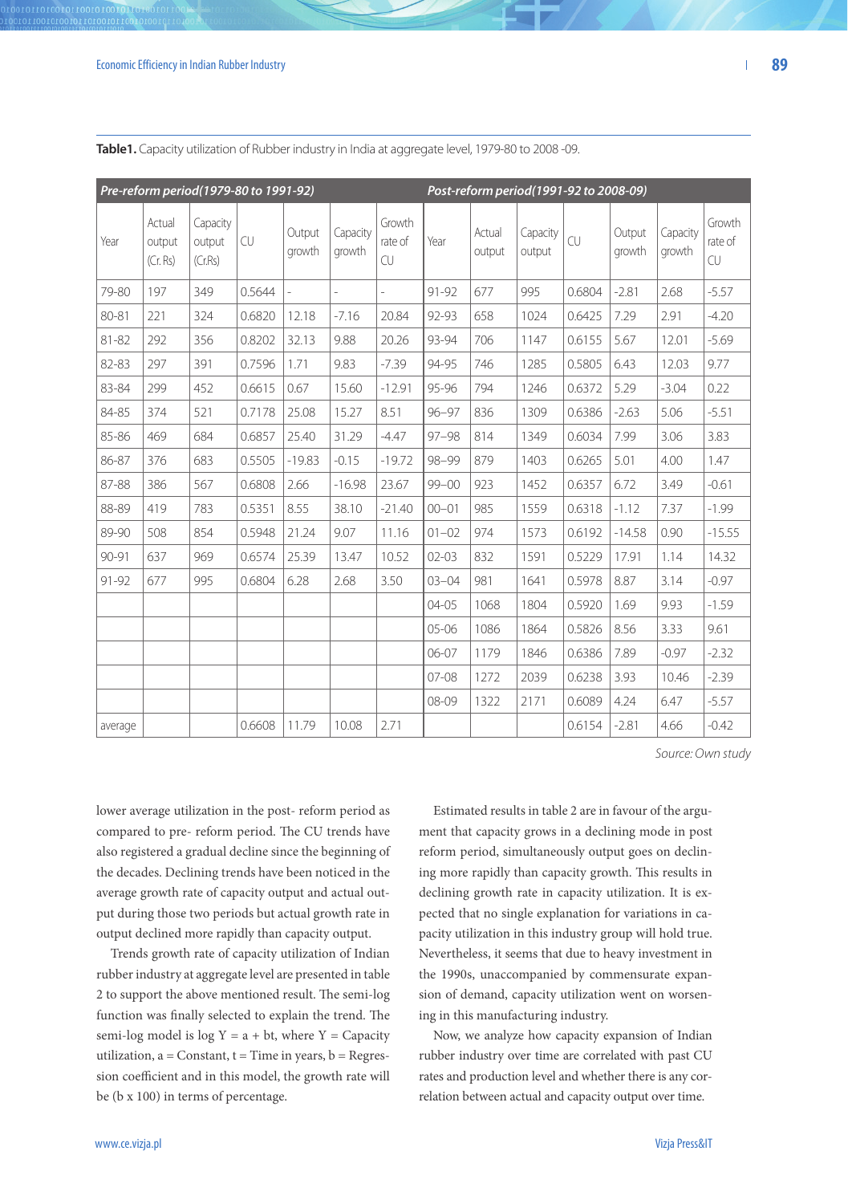**Table1.** Capacity utilization of Rubber industry in India at aggregate level, 1979-80 to 2008 -09.

| *Pre-reform period(1979-80 to 1991-92)* | | | | | | | *Post-reform period(1991-92 to 2008-09)* | | | | | | |
|---|---|---|---|---|---|---|---|---|---|---|---|---|---|
| Year | Actual output (Cr. Rs) | Capacity output (Cr.Rs) | CU | Output growth | Capacity growth | Growth rate of CU | Year | Actual output | Capacity output | CU | Output growth | Capacity growth | Growth rate of CU |
| 79-80 | 197 | 349 | 0.5644 | - | - | - | 91-92 | 677 | 995 | 0.6804 | -2.81 | 2.68 | -5.57 |
| 80-81 | 221 | 324 | 0.6820 | 12.18 | -7.16 | 20.84 | 92-93 | 658 | 1024 | 0.6425 | 7.29 | 2.91 | -4.20 |
| 81-82 | 292 | 356 | 0.8202 | 32.13 | 9.88 | 20.26 | 93-94 | 706 | 1147 | 0.6155 | 5.67 | 12.01 | -5.69 |
| 82-83 | 297 | 391 | 0.7596 | 1.71 | 9.83 | -7.39 | 94-95 | 746 | 1285 | 0.5805 | 6.43 | 12.03 | 9.77 |
| 83-84 | 299 | 452 | 0.6615 | 0.67 | 15.60 | -12.91 | 95-96 | 794 | 1246 | 0.6372 | 5.29 | -3.04 | 0.22 |
| 84-85 | 374 | 521 | 0.7178 | 25.08 | 15.27 | 8.51 | 96–97 | 836 | 1309 | 0.6386 | -2.63 | 5.06 | -5.51 |
| 85-86 | 469 | 684 | 0.6857 | 25.40 | 31.29 | -4.47 | 97–98 | 814 | 1349 | 0.6034 | 7.99 | 3.06 | 3.83 |
| 86-87 | 376 | 683 | 0.5505 | -19.83 | -0.15 | -19.72 | 98–99 | 879 | 1403 | 0.6265 | 5.01 | 4.00 | 1.47 |
| 87-88 | 386 | 567 | 0.6808 | 2.66 | -16.98 | 23.67 | 99–00 | 923 | 1452 | 0.6357 | 6.72 | 3.49 | -0.61 |
| 88-89 | 419 | 783 | 0.5351 | 8.55 | 38.10 | -21.40 | 00–01 | 985 | 1559 | 0.6318 | -1.12 | 7.37 | -1.99 |
| 89-90 | 508 | 854 | 0.5948 | 21.24 | 9.07 | 11.16 | 01–02 | 974 | 1573 | 0.6192 | -14.58 | 0.90 | -15.55 |
| 90-91 | 637 | 969 | 0.6574 | 25.39 | 13.47 | 10.52 | 02-03 | 832 | 1591 | 0.5229 | 17.91 | 1.14 | 14.32 |
| 91-92 | 677 | 995 | 0.6804 | 6.28 | 2.68 | 3.50 | 03–04 | 981 | 1641 | 0.5978 | 8.87 | 3.14 | -0.97 |
| | | | | | | | 04-05 | 1068 | 1804 | 0.5920 | 1.69 | 9.93 | -1.59 |
| | | | | | | | 05-06 | 1086 | 1864 | 0.5826 | 8.56 | 3.33 | 9.61 |
| | | | | | | | 06-07 | 1179 | 1846 | 0.6386 | 7.89 | -0.97 | -2.32 |
| | | | | | | | 07-08 | 1272 | 2039 | 0.6238 | 3.93 | 10.46 | -2.39 |
| | | | | | | | 08-09 | 1322 | 2171 | 0.6089 | 4.24 | 6.47 | -5.57 |
| average | | | 0.6608 | 11.79 | 10.08 | 2.71 | | | | 0.6154 | -2.81 | 4.66 | -0.42 |

*Source: Own study*

lower average utilization in the post- reform period as compared to pre- reform period. The CU trends have also registered a gradual decline since the beginning of the decades. Declining trends have been noticed in the average growth rate of capacity output and actual output during those two periods but actual growth rate in output declined more rapidly than capacity output.

Trends growth rate of capacity utilization of Indian rubber industry at aggregate level are presented in table 2 to support the above mentioned result. The semi-log function was finally selected to explain the trend. The semi-log model is $\log Y = a + bt$, where Y = Capacity utilization, a = Constant, t = Time in years, b = Regression coefficient and in this model, the growth rate will be ($b \times 100$) in terms of percentage.

Estimated results in table 2 are in favour of the argument that capacity grows in a declining mode in post reform period, simultaneously output goes on declining more rapidly than capacity growth. This results in declining growth rate in capacity utilization. It is expected that no single explanation for variations in capacity utilization in this industry group will hold true. Nevertheless, it seems that due to heavy investment in the 1990s, unaccompanied by commensurate expansion of demand, capacity utilization went on worsening in this manufacturing industry.

Now, we analyze how capacity expansion of Indian rubber industry over time are correlated with past CU rates and production level and whether there is any correlation between actual and capacity output over time.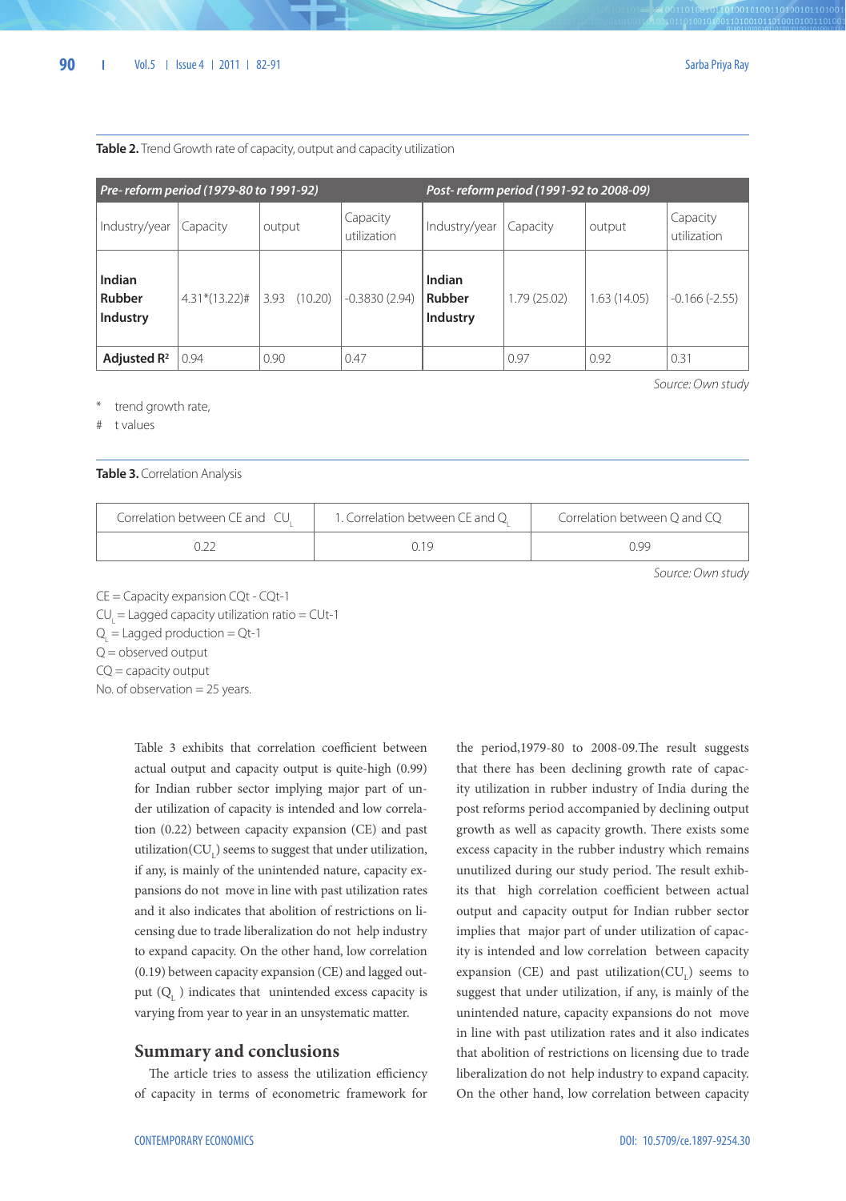**Table 2.** Trend Growth rate of capacity, output and capacity utilization

| *Pre- reform period (1979-80 to 1991-92)* | | | | *Post- reform period (1991-92 to 2008-09)* | | | |
|---|---|---|---|---|---|---|---|
| Industry/year | Capacity | output | Capacity utilization | Industry/year | Capacity | output | Capacity utilization |
| **Indian Rubber Industry** | 4.31*(13.22)# | 3.93 (10.20) | -0.3830 (2.94) | **Indian Rubber Industry** | 1.79 (25.02) | 1.63 (14.05) | -0.166 (-2.55) |
| **Adjusted $R^2$** | 0.94 | 0.90 | 0.47 | | 0.97 | 0.92 | 0.31 |

*Source: Own study*

\* trend growth rate,

\# t values

**Table 3.** Correlation Analysis

| Correlation between CE and $CU_L$ | 1. Correlation between CE and $Q_L$ | Correlation between Q and CQ |
|---|---|---|
| 0.22 | 0.19 | 0.99 |

*Source: Own study*

CE = Capacity expansion CQt - CQt-1

$CU_L$ = Lagged capacity utilization ratio = CUt-1

$Q_L$ = Lagged production = Qt-1

Q = observed output

CQ = capacity output

No. of observation = 25 years.

Table 3 exhibits that correlation coefficient between actual output and capacity output is quite-high (0.99) for Indian rubber sector implying major part of under utilization of capacity is intended and low correlation (0.22) between capacity expansion (CE) and past utilization($CU_L$) seems to suggest that under utilization, if any, is mainly of the unintended nature, capacity expansions do not move in line with past utilization rates and it also indicates that abolition of restrictions on licensing due to trade liberalization do not help industry to expand capacity. On the other hand, low correlation (0.19) between capacity expansion (CE) and lagged output ($Q_L$ ) indicates that unintended excess capacity is varying from year to year in an unsystematic matter.

## Summary and conclusions

The article tries to assess the utilization efficiency of capacity in terms of econometric framework for the period,1979-80 to 2008-09.The result suggests that there has been declining growth rate of capacity utilization in rubber industry of India during the post reforms period accompanied by declining output growth as well as capacity growth. There exists some excess capacity in the rubber industry which remains unutilized during our study period. The result exhibits that high correlation coefficient between actual output and capacity output for Indian rubber sector implies that major part of under utilization of capacity is intended and low correlation between capacity expansion (CE) and past utilization($CU_L$) seems to suggest that under utilization, if any, is mainly of the unintended nature, capacity expansions do not move in line with past utilization rates and it also indicates that abolition of restrictions on licensing due to trade liberalization do not help industry to expand capacity. On the other hand, low correlation between capacity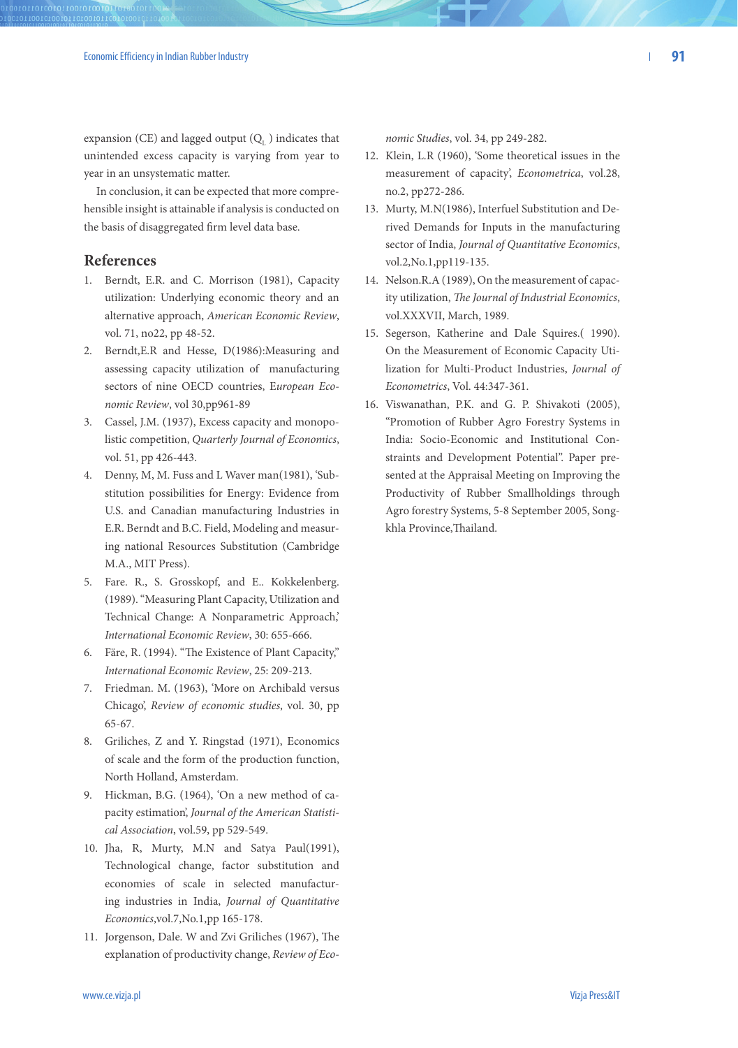expansion (CE) and lagged output ($Q_L$ ) indicates that unintended excess capacity is varying from year to year in an unsystematic matter.

In conclusion, it can be expected that more comprehensible insight is attainable if analysis is conducted on the basis of disaggregated firm level data base.

## References

1. Berndt, E.R. and C. Morrison (1981), Capacity utilization: Underlying economic theory and an alternative approach, *American Economic Review*, vol. 71, no22, pp 48-52.
2. Berndt,E.R and Hesse, D(1986):Measuring and assessing capacity utilization of manufacturing sectors of nine OECD countries, *European Economic Review*, vol 30,pp961-89
3. Cassel, J.M. (1937), Excess capacity and monopolistic competition, *Quarterly Journal of Economics*, vol. 51, pp 426-443.
4. Denny, M, M. Fuss and L Waver man(1981), 'Substitution possibilities for Energy: Evidence from U.S. and Canadian manufacturing Industries in E.R. Berndt and B.C. Field, Modeling and measuring national Resources Substitution (Cambridge M.A., MIT Press).
5. Fare. R., S. Grosskopf, and E.. Kokkelenberg. (1989). "Measuring Plant Capacity, Utilization and Technical Change: A Nonparametric Approach,' *International Economic Review*, 30: 655-666.
6. Färe, R. (1994). "The Existence of Plant Capacity," *International Economic Review*, 25: 209-213.
7. Friedman. M. (1963), 'More on Archibald versus Chicago', *Review of economic studies*, vol. 30, pp 65-67.
8. Griliches, Z and Y. Ringstad (1971), Economics of scale and the form of the production function, North Holland, Amsterdam.
9. Hickman, B.G. (1964), 'On a new method of capacity estimation', *Journal of the American Statistical Association*, vol.59, pp 529-549.
10. Jha, R, Murty, M.N and Satya Paul(1991), Technological change, factor substitution and economies of scale in selected manufacturing industries in India, *Journal of Quantitative Economics*,vol.7,No.1,pp 165-178.
11. Jorgenson, Dale. W and Zvi Griliches (1967), The explanation of productivity change, *Review of Economic Studies*, vol. 34, pp 249-282.
12. Klein, L.R (1960), 'Some theoretical issues in the measurement of capacity', *Econometrica*, vol.28, no.2, pp272-286.
13. Murty, M.N(1986), Interfuel Substitution and Derived Demands for Inputs in the manufacturing sector of India, *Journal of Quantitative Economics*, vol.2,No.1,pp119-135.
14. Nelson.R.A (1989), On the measurement of capacity utilization, *The Journal of Industrial Economics*, vol.XXXVII, March, 1989.
15. Segerson, Katherine and Dale Squires.( 1990). On the Measurement of Economic Capacity Utilization for Multi-Product Industries, *Journal of Econometrics*, Vol. 44:347-361.
16. Viswanathan, P.K. and G. P. Shivakoti (2005), "Promotion of Rubber Agro Forestry Systems in India: Socio-Economic and Institutional Constraints and Development Potential". Paper presented at the Appraisal Meeting on Improving the Productivity of Rubber Smallholdings through Agro forestry Systems, 5-8 September 2005, Songkhla Province,Thailand.